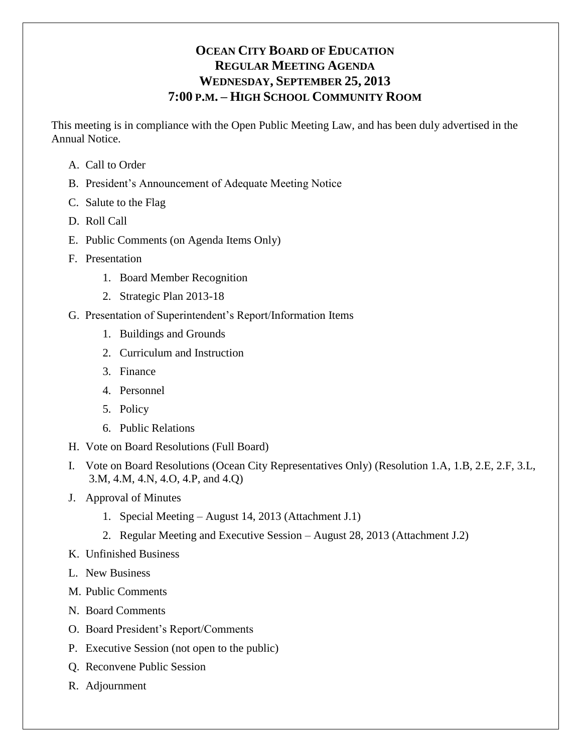# OCEAN CITY BOARD OF EDUCATION
## REGULAR MEETING AGENDA
## WEDNESDAY, SEPTEMBER 25, 2013
## 7:00 P.M. – HIGH SCHOOL COMMUNITY ROOM

This meeting is in compliance with the Open Public Meeting Law, and has been duly advertised in the Annual Notice.

A. Call to Order

B. President's Announcement of Adequate Meeting Notice

C. Salute to the Flag

D. Roll Call

E. Public Comments (on Agenda Items Only)

F. Presentation

1. Board Member Recognition
2. Strategic Plan 2013-18

G. Presentation of Superintendent's Report/Information Items

1. Buildings and Grounds
2. Curriculum and Instruction
3. Finance
4. Personnel
5. Policy
6. Public Relations

H. Vote on Board Resolutions (Full Board)

I. Vote on Board Resolutions (Ocean City Representatives Only) (Resolution 1.A, 1.B, 2.E, 2.F, 3.L, 3.M, 4.M, 4.N, 4.O, 4.P, and 4.Q)

J. Approval of Minutes

1. Special Meeting – August 14, 2013 (Attachment J.1)
2. Regular Meeting and Executive Session – August 28, 2013 (Attachment J.2)

K. Unfinished Business

L. New Business

M. Public Comments

N. Board Comments

O. Board President's Report/Comments

P. Executive Session (not open to the public)

Q. Reconvene Public Session

R. Adjournment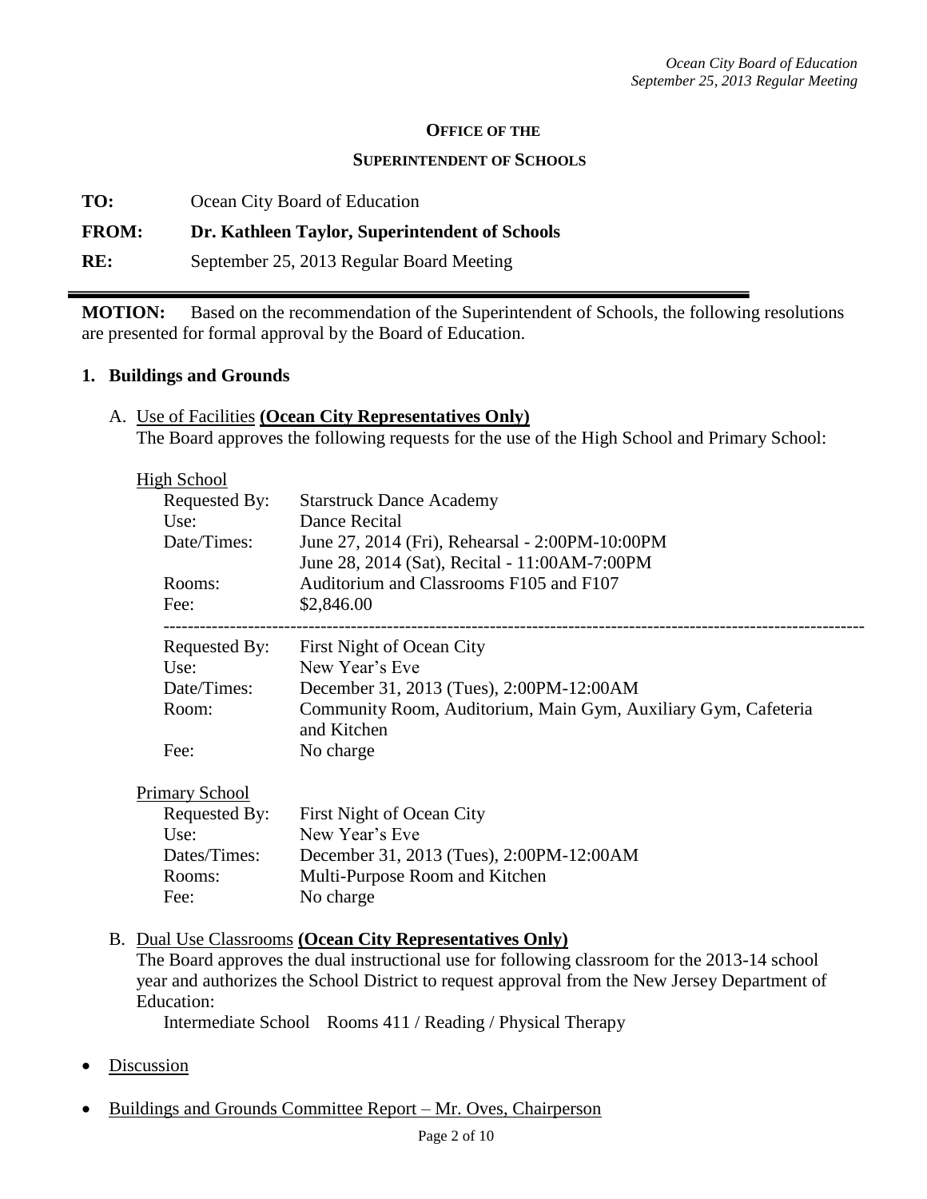**OFFICE OF THE**

**SUPERINTENDENT OF SCHOOLS**

**TO:** Ocean City Board of Education

**FROM: Dr. Kathleen Taylor, Superintendent of Schools**

**RE:** September 25, 2013 Regular Board Meeting

---

**MOTION:** Based on the recommendation of the Superintendent of Schools, the following resolutions are presented for formal approval by the Board of Education.

## 1. Buildings and Grounds

A. Use of Facilities **(Ocean City Representatives Only)**
The Board approves the following requests for the use of the High School and Primary School:

High School

| | |
|---|---|
| Requested By: | Starstruck Dance Academy |
| Use: | Dance Recital |
| Date/Times: | June 27, 2014 (Fri), Rehearsal - 2:00PM-10:00PM<br>June 28, 2014 (Sat), Recital - 11:00AM-7:00PM |
| Rooms: | Auditorium and Classrooms F105 and F107 |
| Fee: | $2,846.00 |

---

| | |
|---|---|
| Requested By: | First Night of Ocean City |
| Use: | New Year's Eve |
| Date/Times: | December 31, 2013 (Tues), 2:00PM-12:00AM |
| Room: | Community Room, Auditorium, Main Gym, Auxiliary Gym, Cafeteria and Kitchen |
| Fee: | No charge |

Primary School

| | |
|---|---|
| Requested By: | First Night of Ocean City |
| Use: | New Year's Eve |
| Dates/Times: | December 31, 2013 (Tues), 2:00PM-12:00AM |
| Rooms: | Multi-Purpose Room and Kitchen |
| Fee: | No charge |

B. Dual Use Classrooms **(Ocean City Representatives Only)**
The Board approves the dual instructional use for following classroom for the 2013-14 school year and authorizes the School District to request approval from the New Jersey Department of Education:
Intermediate School Rooms 411 / Reading / Physical Therapy

- Discussion
- Buildings and Grounds Committee Report – Mr. Oves, Chairperson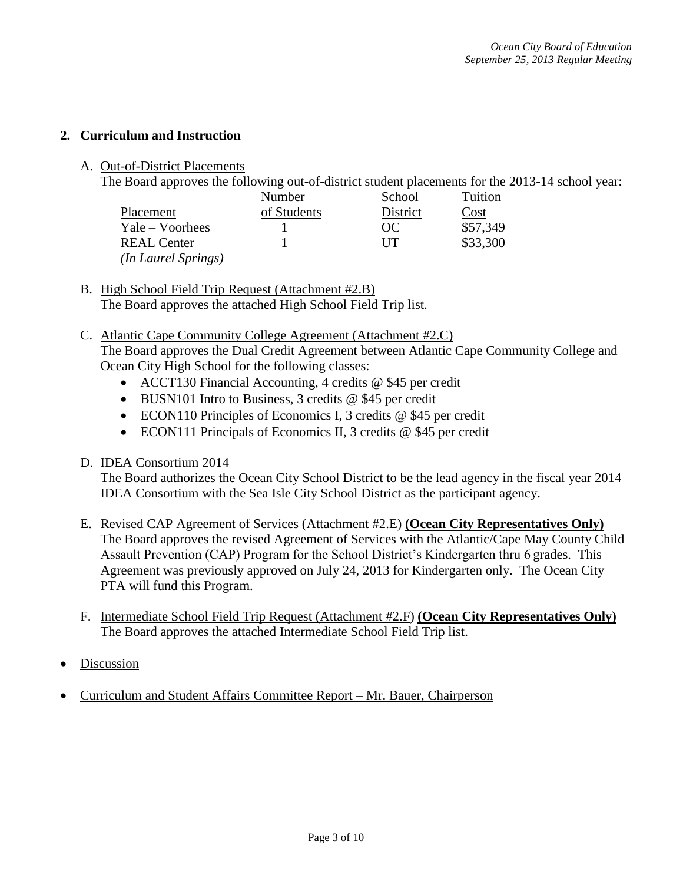## 2. Curriculum and Instruction

A. Out-of-District Placements

The Board approves the following out-of-district student placements for the 2013-14 school year:

| Placement | Number of Students | School District | Tuition Cost |
|---|---|---|---|
| Yale – Voorhees | 1 | OC | $57,349 |
| REAL Center *(In Laurel Springs)* | 1 | UT | $33,300 |

B. High School Field Trip Request (Attachment #2.B)

The Board approves the attached High School Field Trip list.

C. Atlantic Cape Community College Agreement (Attachment #2.C)

The Board approves the Dual Credit Agreement between Atlantic Cape Community College and Ocean City High School for the following classes:

- ACCT130 Financial Accounting, 4 credits @ $45 per credit
- BUSN101 Intro to Business, 3 credits @ $45 per credit
- ECON110 Principles of Economics I, 3 credits @ $45 per credit
- ECON111 Principals of Economics II, 3 credits @ $45 per credit

D. IDEA Consortium 2014

The Board authorizes the Ocean City School District to be the lead agency in the fiscal year 2014 IDEA Consortium with the Sea Isle City School District as the participant agency.

E. Revised CAP Agreement of Services (Attachment #2.E) **(Ocean City Representatives Only)**

The Board approves the revised Agreement of Services with the Atlantic/Cape May County Child Assault Prevention (CAP) Program for the School District's Kindergarten thru 6 grades. This Agreement was previously approved on July 24, 2013 for Kindergarten only. The Ocean City PTA will fund this Program.

F. Intermediate School Field Trip Request (Attachment #2.F) **(Ocean City Representatives Only)**

The Board approves the attached Intermediate School Field Trip list.

- Discussion
- Curriculum and Student Affairs Committee Report – Mr. Bauer, Chairperson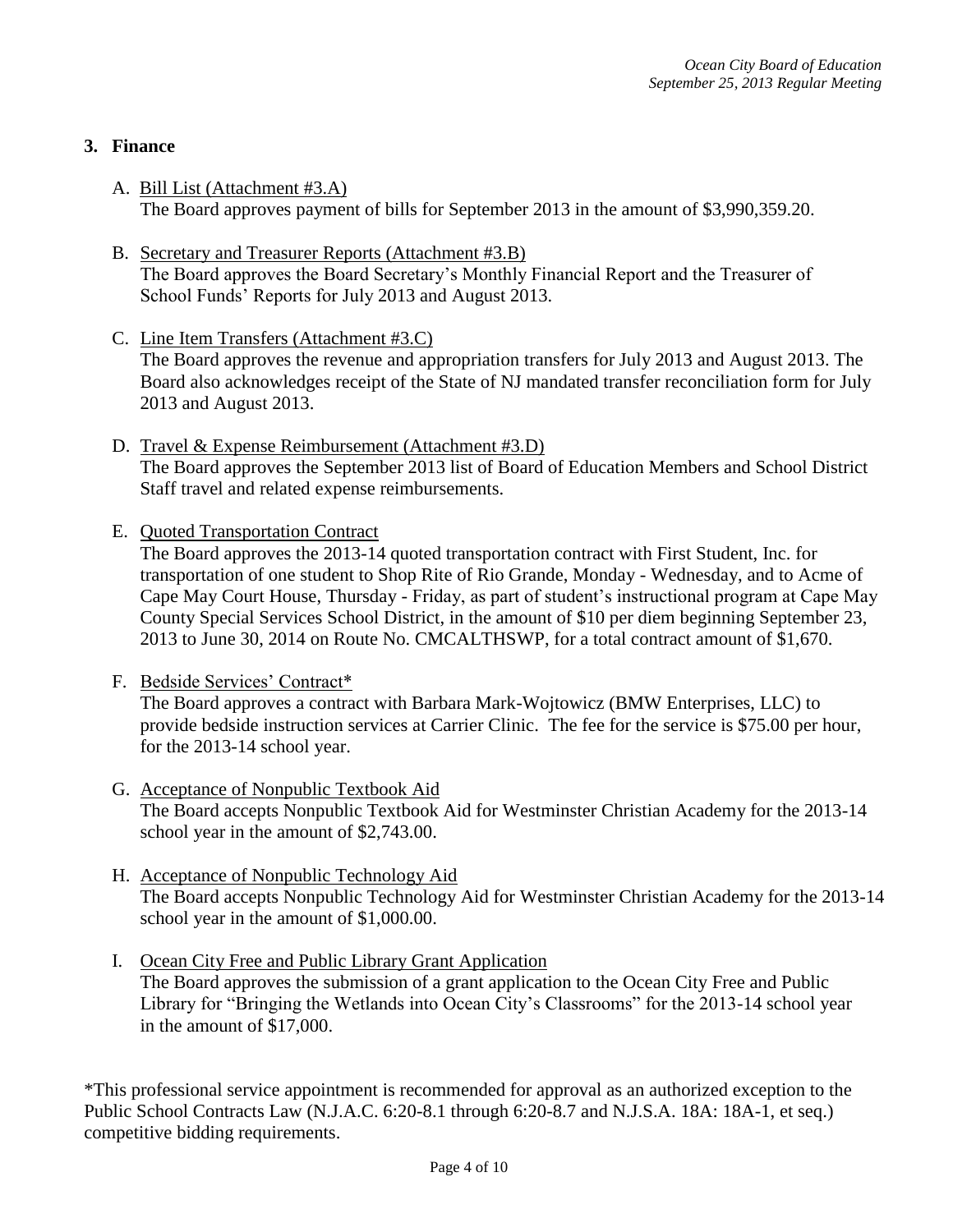## 3. Finance

A. Bill List (Attachment #3.A)
The Board approves payment of bills for September 2013 in the amount of $3,990,359.20.

B. Secretary and Treasurer Reports (Attachment #3.B)
The Board approves the Board Secretary's Monthly Financial Report and the Treasurer of School Funds' Reports for July 2013 and August 2013.

C. Line Item Transfers (Attachment #3.C)
The Board approves the revenue and appropriation transfers for July 2013 and August 2013. The Board also acknowledges receipt of the State of NJ mandated transfer reconciliation form for July 2013 and August 2013.

D. Travel & Expense Reimbursement (Attachment #3.D)
The Board approves the September 2013 list of Board of Education Members and School District Staff travel and related expense reimbursements.

E. Quoted Transportation Contract
The Board approves the 2013-14 quoted transportation contract with First Student, Inc. for transportation of one student to Shop Rite of Rio Grande, Monday - Wednesday, and to Acme of Cape May Court House, Thursday - Friday, as part of student's instructional program at Cape May County Special Services School District, in the amount of $10 per diem beginning September 23, 2013 to June 30, 2014 on Route No. CMCALTHSWP, for a total contract amount of $1,670.

F. Bedside Services' Contract*
The Board approves a contract with Barbara Mark-Wojtowicz (BMW Enterprises, LLC) to provide bedside instruction services at Carrier Clinic. The fee for the service is $75.00 per hour, for the 2013-14 school year.

G. Acceptance of Nonpublic Textbook Aid
The Board accepts Nonpublic Textbook Aid for Westminster Christian Academy for the 2013-14 school year in the amount of $2,743.00.

H. Acceptance of Nonpublic Technology Aid
The Board accepts Nonpublic Technology Aid for Westminster Christian Academy for the 2013-14 school year in the amount of $1,000.00.

I. Ocean City Free and Public Library Grant Application
The Board approves the submission of a grant application to the Ocean City Free and Public Library for "Bringing the Wetlands into Ocean City's Classrooms" for the 2013-14 school year in the amount of $17,000.

*This professional service appointment is recommended for approval as an authorized exception to the Public School Contracts Law (N.J.A.C. 6:20-8.1 through 6:20-8.7 and N.J.S.A. 18A: 18A-1, et seq.) competitive bidding requirements.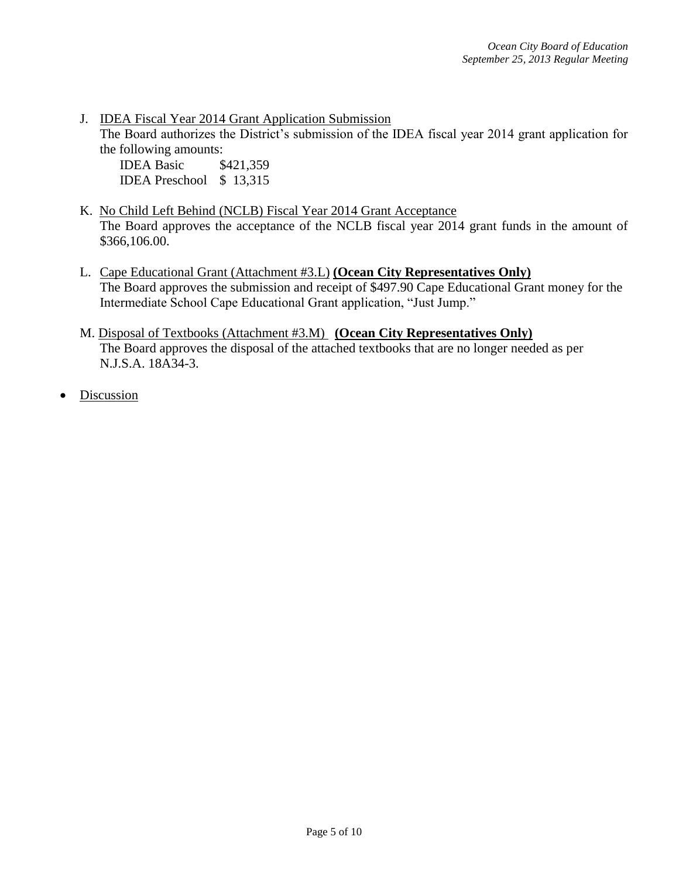J. IDEA Fiscal Year 2014 Grant Application Submission

The Board authorizes the District's submission of the IDEA fiscal year 2014 grant application for the following amounts:

| | |
|---|---|
| IDEA Basic | \$421,359 |
| IDEA Preschool | \$ 13,315 |

K. No Child Left Behind (NCLB) Fiscal Year 2014 Grant Acceptance

The Board approves the acceptance of the NCLB fiscal year 2014 grant funds in the amount of \$366,106.00.

L. Cape Educational Grant (Attachment #3.L) **(Ocean City Representatives Only)**

The Board approves the submission and receipt of \$497.90 Cape Educational Grant money for the Intermediate School Cape Educational Grant application, "Just Jump."

M. Disposal of Textbooks (Attachment #3.M) **(Ocean City Representatives Only)**

The Board approves the disposal of the attached textbooks that are no longer needed as per N.J.S.A. 18A34-3.

- Discussion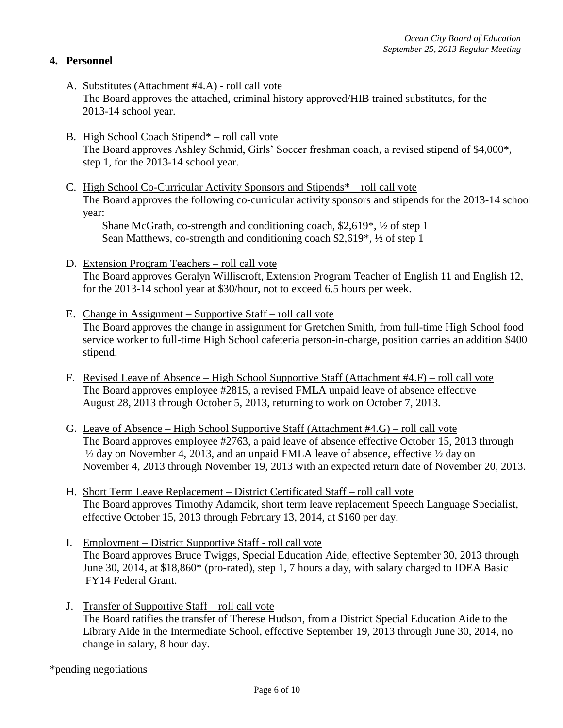## 4. Personnel

A. <u>Substitutes (Attachment #4.A) - roll call vote</u>
   The Board approves the attached, criminal history approved/HIB trained substitutes, for the 2013-14 school year.

B. <u>High School Coach Stipend* – roll call vote</u>
   The Board approves Ashley Schmid, Girls' Soccer freshman coach, a revised stipend of $4,000*, step 1, for the 2013-14 school year.

C. <u>High School Co-Curricular Activity Sponsors and Stipends* – roll call vote</u>
   The Board approves the following co-curricular activity sponsors and stipends for the 2013-14 school year:
   
   Shane McGrath, co-strength and conditioning coach, $2,619*, ½ of step 1
   Sean Matthews, co-strength and conditioning coach $2,619*, ½ of step 1

D. <u>Extension Program Teachers – roll call vote</u>
   The Board approves Geralyn Williscroft, Extension Program Teacher of English 11 and English 12, for the 2013-14 school year at $30/hour, not to exceed 6.5 hours per week.

E. <u>Change in Assignment – Supportive Staff – roll call vote</u>
   The Board approves the change in assignment for Gretchen Smith, from full-time High School food service worker to full-time High School cafeteria person-in-charge, position carries an addition $400 stipend.

F. <u>Revised Leave of Absence – High School Supportive Staff (Attachment #4.F) – roll call vote</u>
   The Board approves employee #2815, a revised FMLA unpaid leave of absence effective August 28, 2013 through October 5, 2013, returning to work on October 7, 2013.

G. <u>Leave of Absence – High School Supportive Staff (Attachment #4.G) – roll call vote</u>
   The Board approves employee #2763, a paid leave of absence effective October 15, 2013 through ½ day on November 4, 2013, and an unpaid FMLA leave of absence, effective ½ day on November 4, 2013 through November 19, 2013 with an expected return date of November 20, 2013.

H. <u>Short Term Leave Replacement – District Certificated Staff – roll call vote</u>
   The Board approves Timothy Adamcik, short term leave replacement Speech Language Specialist, effective October 15, 2013 through February 13, 2014, at $160 per day.

I. <u>Employment – District Supportive Staff - roll call vote</u>
   The Board approves Bruce Twiggs, Special Education Aide, effective September 30, 2013 through June 30, 2014, at $18,860* (pro-rated), step 1, 7 hours a day, with salary charged to IDEA Basic FY14 Federal Grant.

J. <u>Transfer of Supportive Staff – roll call vote</u>
   The Board ratifies the transfer of Therese Hudson, from a District Special Education Aide to the Library Aide in the Intermediate School, effective September 19, 2013 through June 30, 2014, no change in salary, 8 hour day.

*pending negotiations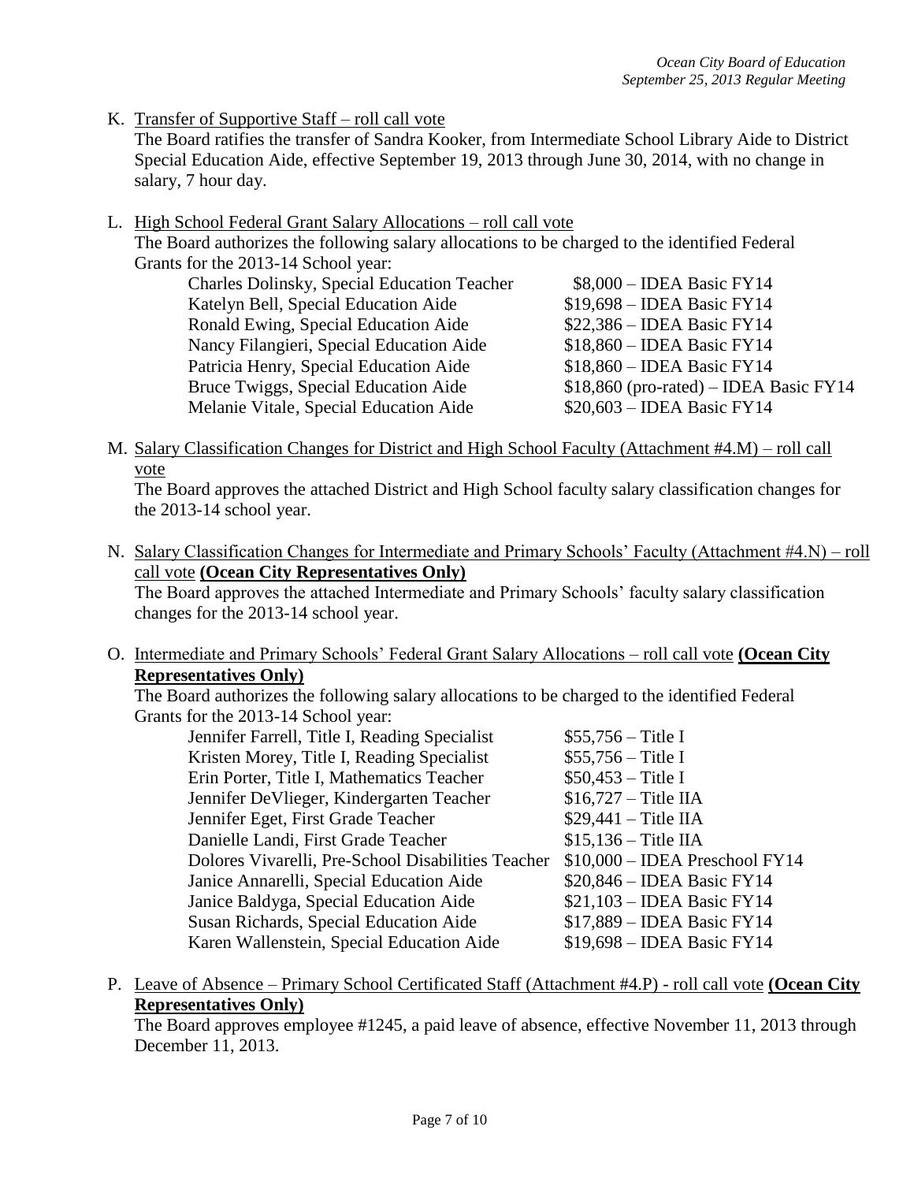K. Transfer of Supportive Staff – roll call vote

The Board ratifies the transfer of Sandra Kooker, from Intermediate School Library Aide to District Special Education Aide, effective September 19, 2013 through June 30, 2014, with no change in salary, 7 hour day.

L. High School Federal Grant Salary Allocations – roll call vote

The Board authorizes the following salary allocations to be charged to the identified Federal Grants for the 2013-14 School year:

| | |
|---|---|
| Charles Dolinsky, Special Education Teacher | $8,000 – IDEA Basic FY14 |
| Katelyn Bell, Special Education Aide | $19,698 – IDEA Basic FY14 |
| Ronald Ewing, Special Education Aide | $22,386 – IDEA Basic FY14 |
| Nancy Filangieri, Special Education Aide | $18,860 – IDEA Basic FY14 |
| Patricia Henry, Special Education Aide | $18,860 – IDEA Basic FY14 |
| Bruce Twiggs, Special Education Aide | $18,860 (pro-rated) – IDEA Basic FY14 |
| Melanie Vitale, Special Education Aide | $20,603 – IDEA Basic FY14 |

M. Salary Classification Changes for District and High School Faculty (Attachment #4.M) – roll call vote

The Board approves the attached District and High School faculty salary classification changes for the 2013-14 school year.

N. Salary Classification Changes for Intermediate and Primary Schools' Faculty (Attachment #4.N) – roll call vote **(Ocean City Representatives Only)**

The Board approves the attached Intermediate and Primary Schools' faculty salary classification changes for the 2013-14 school year.

O. Intermediate and Primary Schools' Federal Grant Salary Allocations – roll call vote **(Ocean City Representatives Only)**

The Board authorizes the following salary allocations to be charged to the identified Federal Grants for the 2013-14 School year:

| | |
|---|---|
| Jennifer Farrell, Title I, Reading Specialist | $55,756 – Title I |
| Kristen Morey, Title I, Reading Specialist | $55,756 – Title I |
| Erin Porter, Title I, Mathematics Teacher | $50,453 – Title I |
| Jennifer DeVlieger, Kindergarten Teacher | $16,727 – Title IIA |
| Jennifer Eget, First Grade Teacher | $29,441 – Title IIA |
| Danielle Landi, First Grade Teacher | $15,136 – Title IIA |
| Dolores Vivarelli, Pre-School Disabilities Teacher | $10,000 – IDEA Preschool FY14 |
| Janice Annarelli, Special Education Aide | $20,846 – IDEA Basic FY14 |
| Janice Baldyga, Special Education Aide | $21,103 – IDEA Basic FY14 |
| Susan Richards, Special Education Aide | $17,889 – IDEA Basic FY14 |
| Karen Wallenstein, Special Education Aide | $19,698 – IDEA Basic FY14 |

P. Leave of Absence – Primary School Certificated Staff (Attachment #4.P) - roll call vote **(Ocean City Representatives Only)**

The Board approves employee #1245, a paid leave of absence, effective November 11, 2013 through December 11, 2013.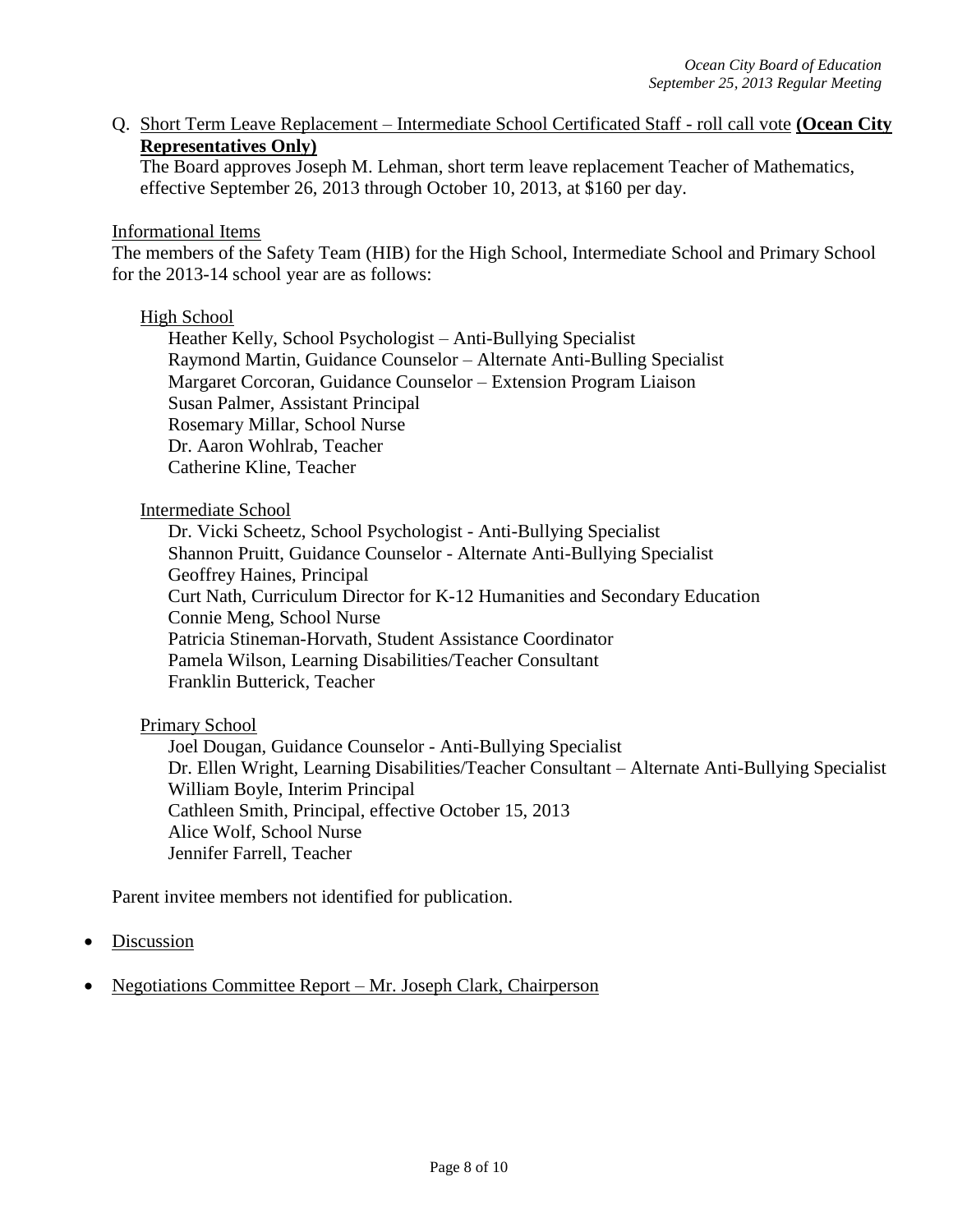Q. Short Term Leave Replacement – Intermediate School Certificated Staff - roll call vote **(Ocean City Representatives Only)**

The Board approves Joseph M. Lehman, short term leave replacement Teacher of Mathematics, effective September 26, 2013 through October 10, 2013, at $160 per day.

Informational Items

The members of the Safety Team (HIB) for the High School, Intermediate School and Primary School for the 2013-14 school year are as follows:

High School

Heather Kelly, School Psychologist – Anti-Bullying Specialist
Raymond Martin, Guidance Counselor – Alternate Anti-Bulling Specialist
Margaret Corcoran, Guidance Counselor – Extension Program Liaison
Susan Palmer, Assistant Principal
Rosemary Millar, School Nurse
Dr. Aaron Wohlrab, Teacher
Catherine Kline, Teacher

Intermediate School

Dr. Vicki Scheetz, School Psychologist - Anti-Bullying Specialist
Shannon Pruitt, Guidance Counselor - Alternate Anti-Bullying Specialist
Geoffrey Haines, Principal
Curt Nath, Curriculum Director for K-12 Humanities and Secondary Education
Connie Meng, School Nurse
Patricia Stineman-Horvath, Student Assistance Coordinator
Pamela Wilson, Learning Disabilities/Teacher Consultant
Franklin Butterick, Teacher

Primary School

Joel Dougan, Guidance Counselor - Anti-Bullying Specialist
Dr. Ellen Wright, Learning Disabilities/Teacher Consultant – Alternate Anti-Bullying Specialist
William Boyle, Interim Principal
Cathleen Smith, Principal, effective October 15, 2013
Alice Wolf, School Nurse
Jennifer Farrell, Teacher

Parent invitee members not identified for publication.

- Discussion
- Negotiations Committee Report – Mr. Joseph Clark, Chairperson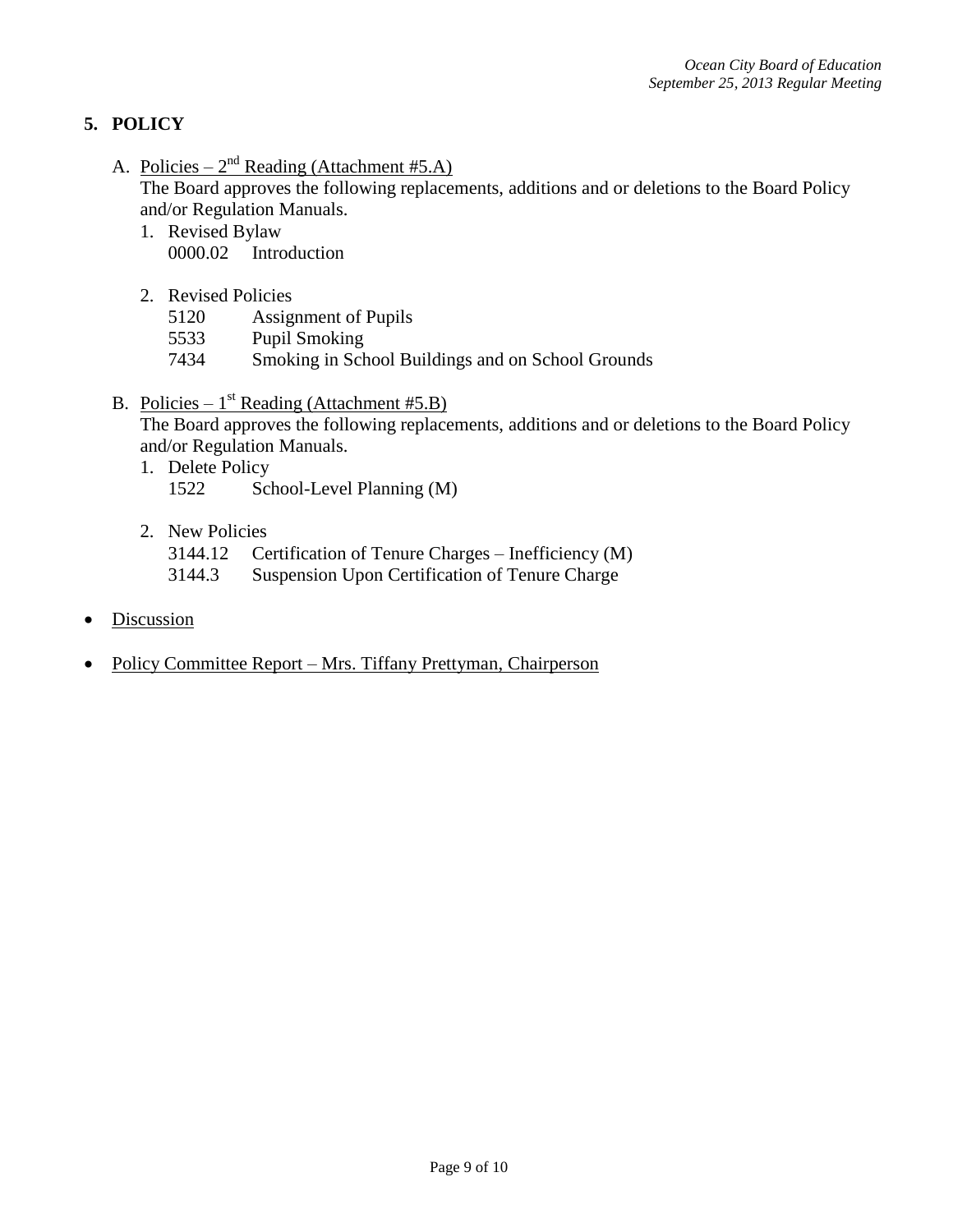## 5. POLICY

A. Policies – 2nd Reading (Attachment #5.A)

The Board approves the following replacements, additions and or deletions to the Board Policy and/or Regulation Manuals.

1. Revised Bylaw
   0000.02 Introduction

2. Revised Policies
   5120 Assignment of Pupils
   5533 Pupil Smoking
   7434 Smoking in School Buildings and on School Grounds

B. Policies – 1st Reading (Attachment #5.B)

The Board approves the following replacements, additions and or deletions to the Board Policy and/or Regulation Manuals.

1. Delete Policy
   1522 School-Level Planning (M)

2. New Policies
   3144.12 Certification of Tenure Charges – Inefficiency (M)
   3144.3 Suspension Upon Certification of Tenure Charge

- Discussion
- Policy Committee Report – Mrs. Tiffany Prettyman, Chairperson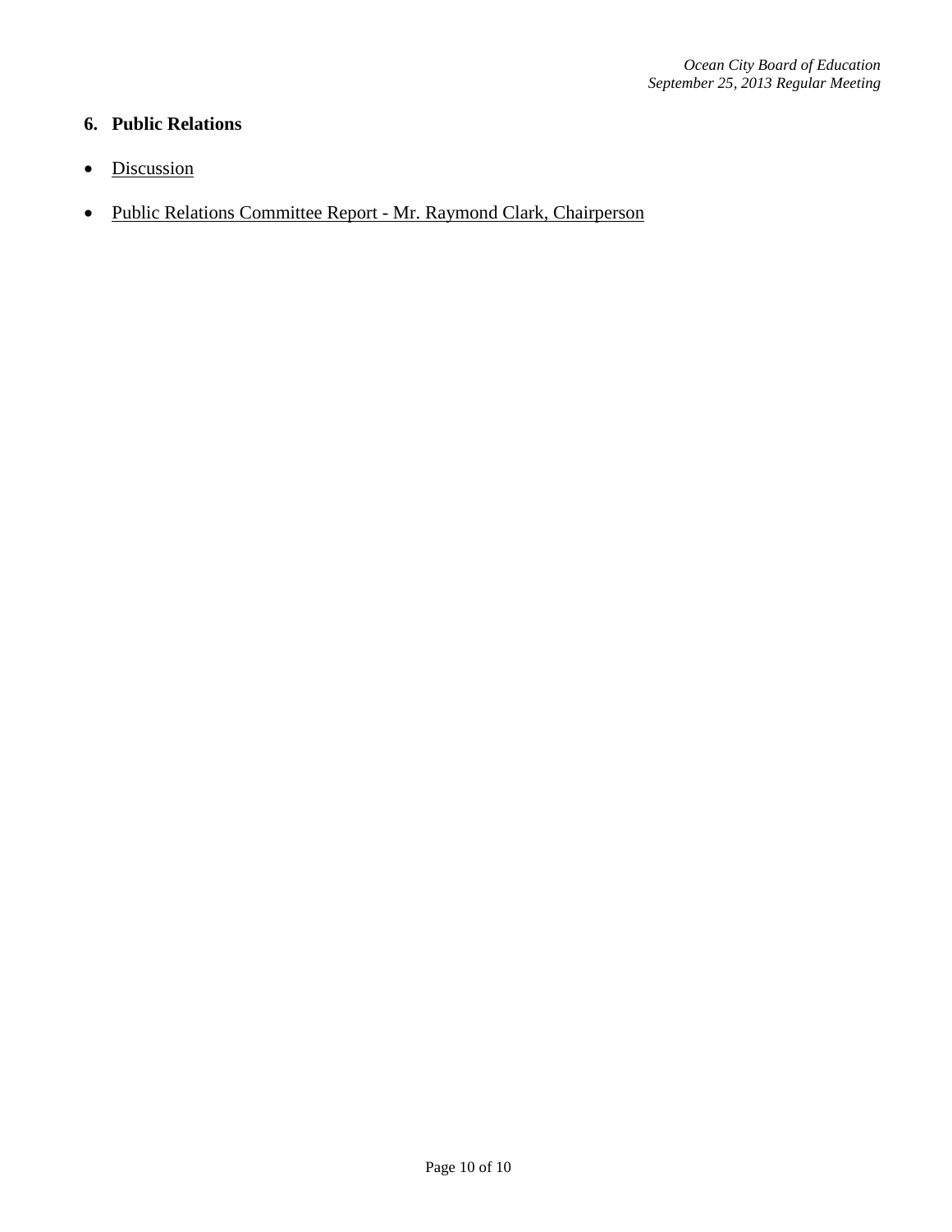## 6. Public Relations

- Discussion

- Public Relations Committee Report - Mr. Raymond Clark, Chairperson